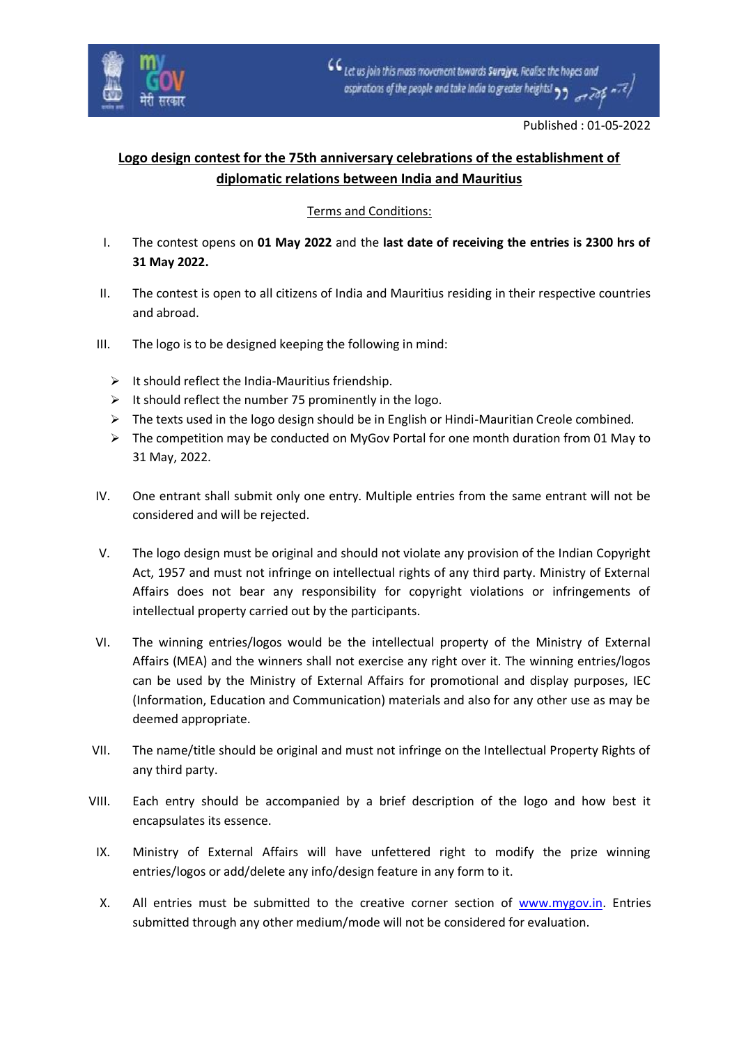Published : 01-05-2022

## Logo design contest for the 75th anniversary celebrations of the establishment of diplomatic relations between India and Mauritius

Terms and Conditions:

I. The contest opens on **01 May 2022** and the **last date of receiving the entries is 2300 hrs of 31 May 2022.**

II. The contest is open to all citizens of India and Mauritius residing in their respective countries and abroad.

III. The logo is to be designed keeping the following in mind:

   - It should reflect the India-Mauritius friendship.
   - It should reflect the number 75 prominently in the logo.
   - The texts used in the logo design should be in English or Hindi-Mauritian Creole combined.
   - The competition may be conducted on MyGov Portal for one month duration from 01 May to 31 May, 2022.

IV. One entrant shall submit only one entry. Multiple entries from the same entrant will not be considered and will be rejected.

V. The logo design must be original and should not violate any provision of the Indian Copyright Act, 1957 and must not infringe on intellectual rights of any third party. Ministry of External Affairs does not bear any responsibility for copyright violations or infringements of intellectual property carried out by the participants.

VI. The winning entries/logos would be the intellectual property of the Ministry of External Affairs (MEA) and the winners shall not exercise any right over it. The winning entries/logos can be used by the Ministry of External Affairs for promotional and display purposes, IEC (Information, Education and Communication) materials and also for any other use as may be deemed appropriate.

VII. The name/title should be original and must not infringe on the Intellectual Property Rights of any third party.

VIII. Each entry should be accompanied by a brief description of the logo and how best it encapsulates its essence.

IX. Ministry of External Affairs will have unfettered right to modify the prize winning entries/logos or add/delete any info/design feature in any form to it.

X. All entries must be submitted to the creative corner section of www.mygov.in. Entries submitted through any other medium/mode will not be considered for evaluation.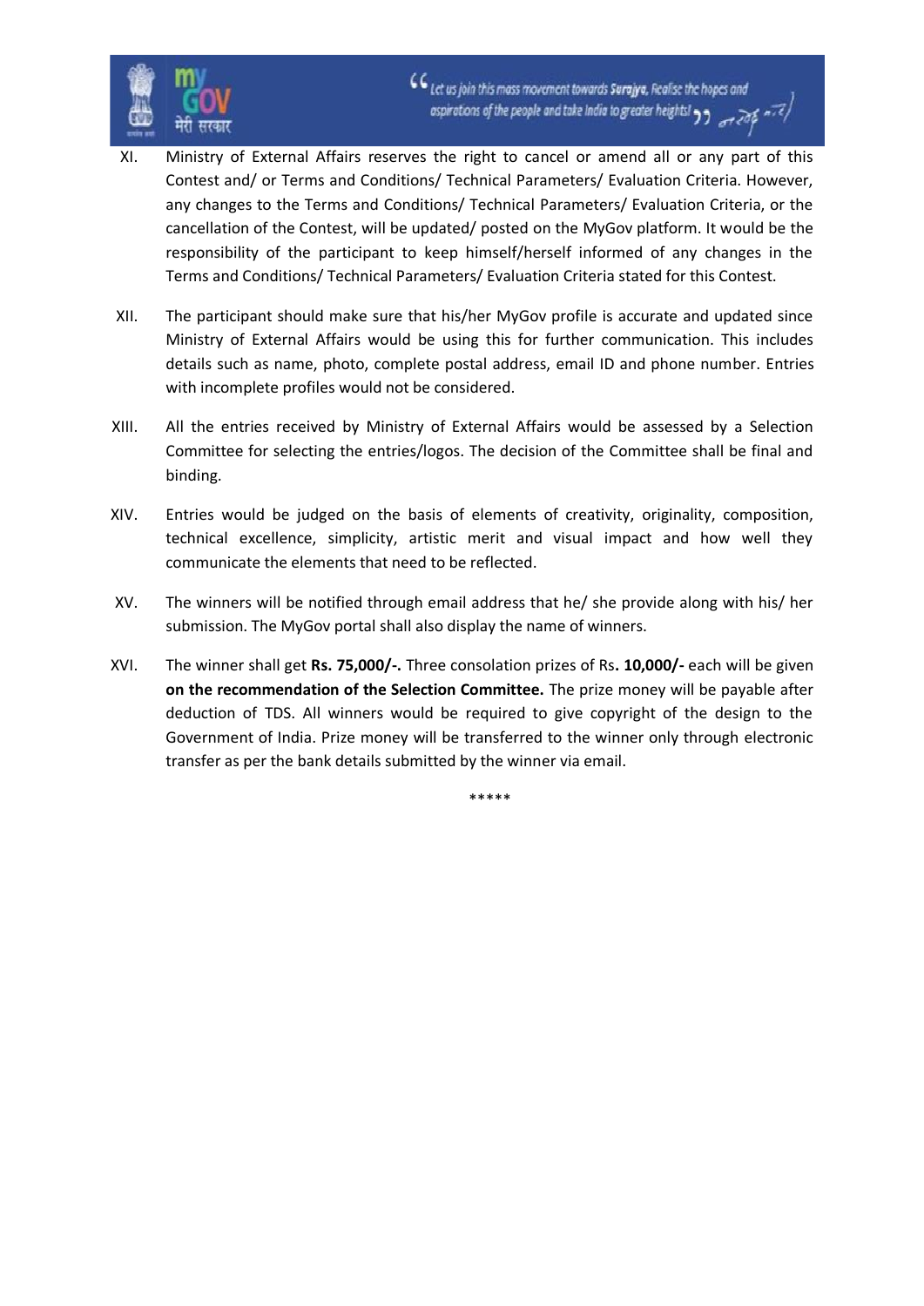XI. Ministry of External Affairs reserves the right to cancel or amend all or any part of this Contest and/ or Terms and Conditions/ Technical Parameters/ Evaluation Criteria. However, any changes to the Terms and Conditions/ Technical Parameters/ Evaluation Criteria, or the cancellation of the Contest, will be updated/ posted on the MyGov platform. It would be the responsibility of the participant to keep himself/herself informed of any changes in the Terms and Conditions/ Technical Parameters/ Evaluation Criteria stated for this Contest.

XII. The participant should make sure that his/her MyGov profile is accurate and updated since Ministry of External Affairs would be using this for further communication. This includes details such as name, photo, complete postal address, email ID and phone number. Entries with incomplete profiles would not be considered.

XIII. All the entries received by Ministry of External Affairs would be assessed by a Selection Committee for selecting the entries/logos. The decision of the Committee shall be final and binding.

XIV. Entries would be judged on the basis of elements of creativity, originality, composition, technical excellence, simplicity, artistic merit and visual impact and how well they communicate the elements that need to be reflected.

XV. The winners will be notified through email address that he/ she provide along with his/ her submission. The MyGov portal shall also display the name of winners.

XVI. The winner shall get **Rs. 75,000/-.** Three consolation prizes of Rs**. 10,000/-** each will be given **on the recommendation of the Selection Committee.** The prize money will be payable after deduction of TDS. All winners would be required to give copyright of the design to the Government of India. Prize money will be transferred to the winner only through electronic transfer as per the bank details submitted by the winner via email.

*****